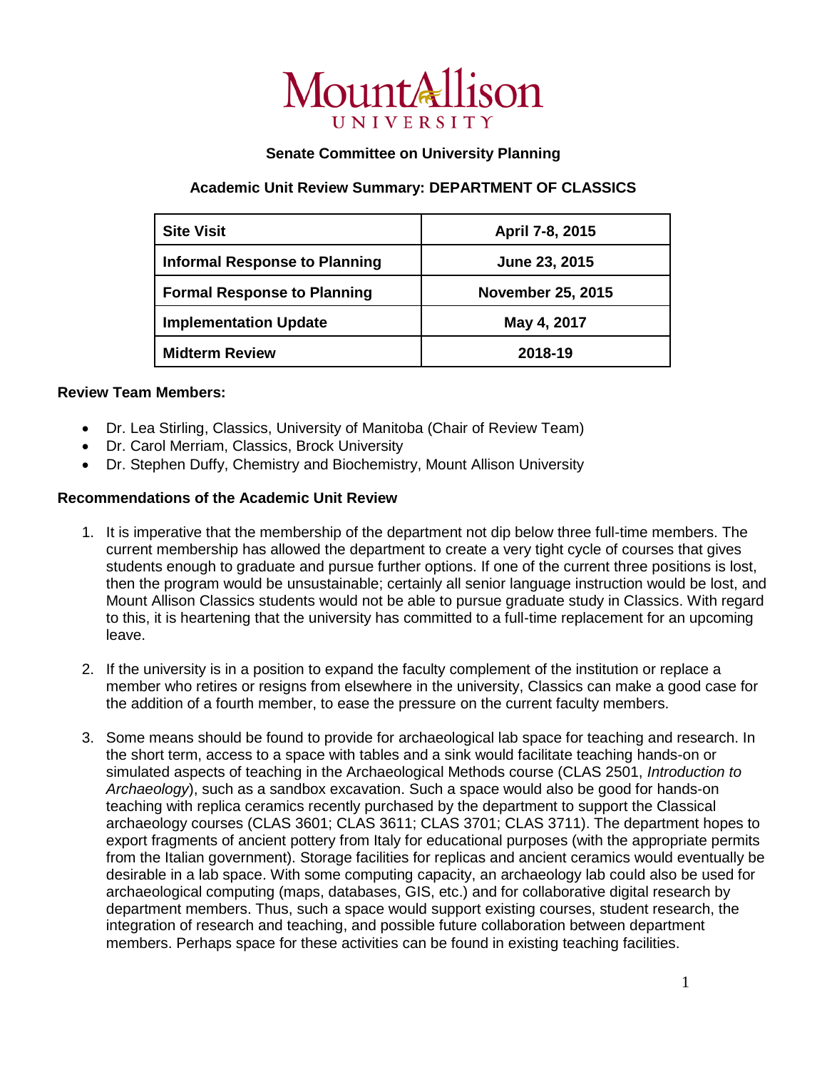# Mount Allison University

## Senate Committee on University Planning

## Academic Unit Review Summary: DEPARTMENT OF CLASSICS

| **Site Visit** | **April 7-8, 2015** |
|---|---|
| **Informal Response to Planning** | **June 23, 2015** |
| **Formal Response to Planning** | **November 25, 2015** |
| **Implementation Update** | **May 4, 2017** |
| **Midterm Review** | **2018-19** |

**Review Team Members:**

- Dr. Lea Stirling, Classics, University of Manitoba (Chair of Review Team)
- Dr. Carol Merriam, Classics, Brock University
- Dr. Stephen Duffy, Chemistry and Biochemistry, Mount Allison University

**Recommendations of the Academic Unit Review**

1. It is imperative that the membership of the department not dip below three full-time members. The current membership has allowed the department to create a very tight cycle of courses that gives students enough to graduate and pursue further options. If one of the current three positions is lost, then the program would be unsustainable; certainly all senior language instruction would be lost, and Mount Allison Classics students would not be able to pursue graduate study in Classics. With regard to this, it is heartening that the university has committed to a full-time replacement for an upcoming leave.

2. If the university is in a position to expand the faculty complement of the institution or replace a member who retires or resigns from elsewhere in the university, Classics can make a good case for the addition of a fourth member, to ease the pressure on the current faculty members.

3. Some means should be found to provide for archaeological lab space for teaching and research. In the short term, access to a space with tables and a sink would facilitate teaching hands-on or simulated aspects of teaching in the Archaeological Methods course (CLAS 2501, *Introduction to Archaeology*), such as a sandbox excavation. Such a space would also be good for hands-on teaching with replica ceramics recently purchased by the department to support the Classical archaeology courses (CLAS 3601; CLAS 3611; CLAS 3701; CLAS 3711). The department hopes to export fragments of ancient pottery from Italy for educational purposes (with the appropriate permits from the Italian government). Storage facilities for replicas and ancient ceramics would eventually be desirable in a lab space. With some computing capacity, an archaeology lab could also be used for archaeological computing (maps, databases, GIS, etc.) and for collaborative digital research by department members. Thus, such a space would support existing courses, student research, the integration of research and teaching, and possible future collaboration between department members. Perhaps space for these activities can be found in existing teaching facilities.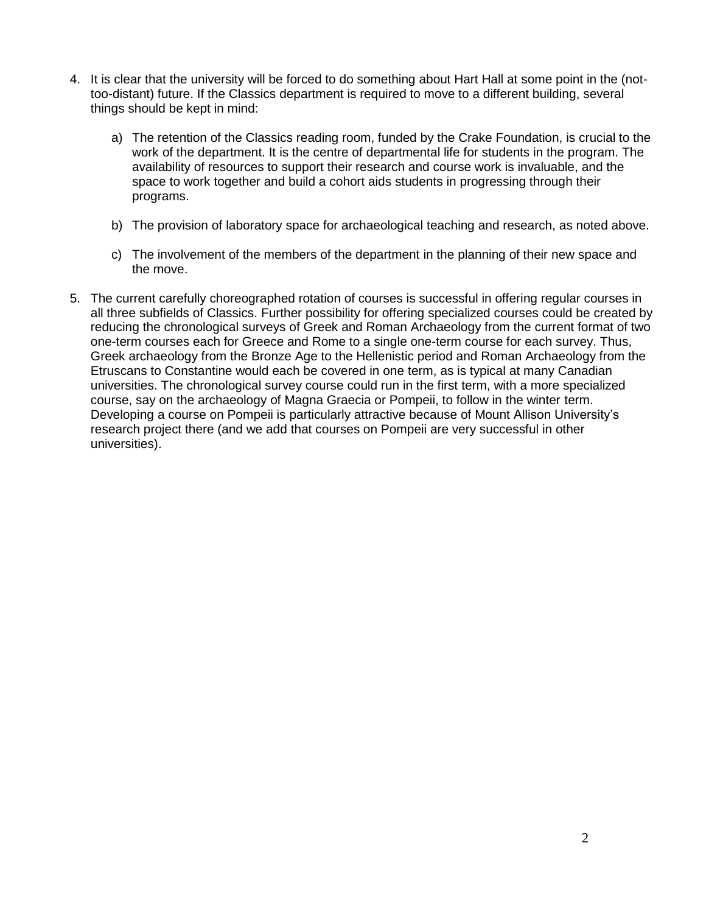4. It is clear that the university will be forced to do something about Hart Hall at some point in the (not-too-distant) future. If the Classics department is required to move to a different building, several things should be kept in mind:

    a) The retention of the Classics reading room, funded by the Crake Foundation, is crucial to the work of the department. It is the centre of departmental life for students in the program. The availability of resources to support their research and course work is invaluable, and the space to work together and build a cohort aids students in progressing through their programs.

    b) The provision of laboratory space for archaeological teaching and research, as noted above.

    c) The involvement of the members of the department in the planning of their new space and the move.

5. The current carefully choreographed rotation of courses is successful in offering regular courses in all three subfields of Classics. Further possibility for offering specialized courses could be created by reducing the chronological surveys of Greek and Roman Archaeology from the current format of two one-term courses each for Greece and Rome to a single one-term course for each survey. Thus, Greek archaeology from the Bronze Age to the Hellenistic period and Roman Archaeology from the Etruscans to Constantine would each be covered in one term, as is typical at many Canadian universities. The chronological survey course could run in the first term, with a more specialized course, say on the archaeology of Magna Graecia or Pompeii, to follow in the winter term. Developing a course on Pompeii is particularly attractive because of Mount Allison University's research project there (and we add that courses on Pompeii are very successful in other universities).